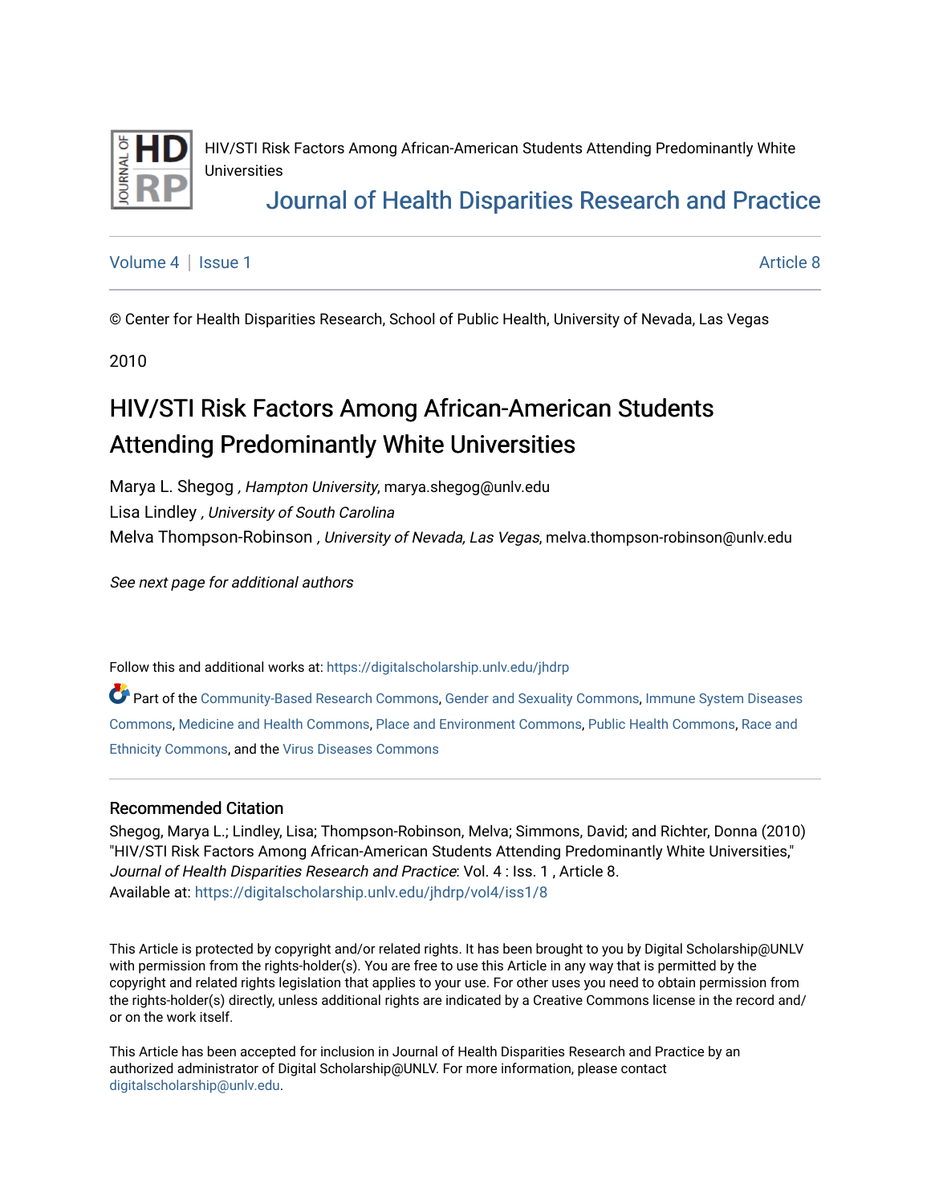HIV/STI Risk Factors Among African-American Students Attending Predominantly White Universities

Journal of Health Disparities Research and Practice

Volume 4 | Issue 1 Article 8

© Center for Health Disparities Research, School of Public Health, University of Nevada, Las Vegas

2010

# HIV/STI Risk Factors Among African-American Students Attending Predominantly White Universities

Marya L. Shegog , *Hampton University*, marya.shegog@unlv.edu

Lisa Lindley , *University of South Carolina*

Melva Thompson-Robinson , *University of Nevada, Las Vegas*, melva.thompson-robinson@unlv.edu

*See next page for additional authors*

Follow this and additional works at: https://digitalscholarship.unlv.edu/jhdrp

Part of the Community-Based Research Commons, Gender and Sexuality Commons, Immune System Diseases Commons, Medicine and Health Commons, Place and Environment Commons, Public Health Commons, Race and Ethnicity Commons, and the Virus Diseases Commons

## Recommended Citation

Shegog, Marya L.; Lindley, Lisa; Thompson-Robinson, Melva; Simmons, David; and Richter, Donna (2010) "HIV/STI Risk Factors Among African-American Students Attending Predominantly White Universities," *Journal of Health Disparities Research and Practice*: Vol. 4 : Iss. 1 , Article 8.
Available at: https://digitalscholarship.unlv.edu/jhdrp/vol4/iss1/8

This Article is protected by copyright and/or related rights. It has been brought to you by Digital Scholarship@UNLV with permission from the rights-holder(s). You are free to use this Article in any way that is permitted by the copyright and related rights legislation that applies to your use. For other uses you need to obtain permission from the rights-holder(s) directly, unless additional rights are indicated by a Creative Commons license in the record and/or on the work itself.

This Article has been accepted for inclusion in Journal of Health Disparities Research and Practice by an authorized administrator of Digital Scholarship@UNLV. For more information, please contact digitalscholarship@unlv.edu.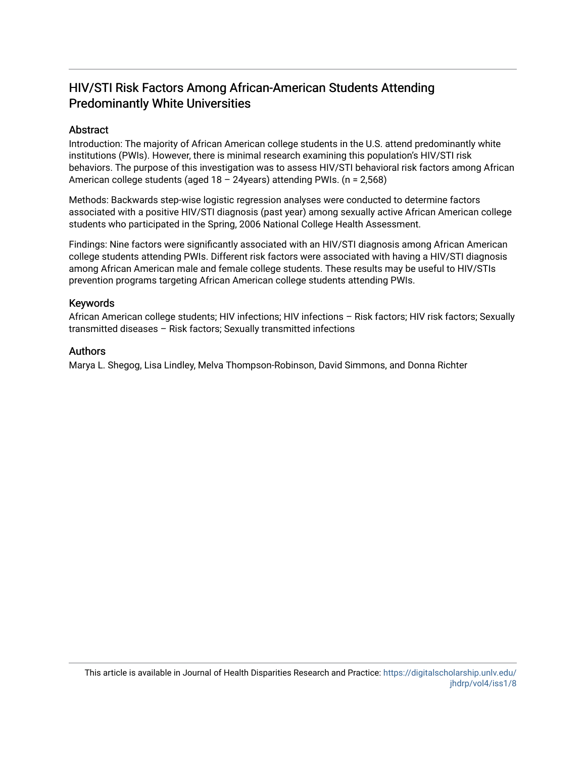# HIV/STI Risk Factors Among African-American Students Attending Predominantly White Universities

## Abstract

Introduction: The majority of African American college students in the U.S. attend predominantly white institutions (PWIs). However, there is minimal research examining this population's HIV/STI risk behaviors. The purpose of this investigation was to assess HIV/STI behavioral risk factors among African American college students (aged 18 – 24years) attending PWIs. (n = 2,568)

Methods: Backwards step-wise logistic regression analyses were conducted to determine factors associated with a positive HIV/STI diagnosis (past year) among sexually active African American college students who participated in the Spring, 2006 National College Health Assessment.

Findings: Nine factors were significantly associated with an HIV/STI diagnosis among African American college students attending PWIs. Different risk factors were associated with having a HIV/STI diagnosis among African American male and female college students. These results may be useful to HIV/STIs prevention programs targeting African American college students attending PWIs.

## Keywords

African American college students; HIV infections; HIV infections – Risk factors; HIV risk factors; Sexually transmitted diseases – Risk factors; Sexually transmitted infections

## Authors

Marya L. Shegog, Lisa Lindley, Melva Thompson-Robinson, David Simmons, and Donna Richter

This article is available in Journal of Health Disparities Research and Practice: https://digitalscholarship.unlv.edu/jhdrp/vol4/iss1/8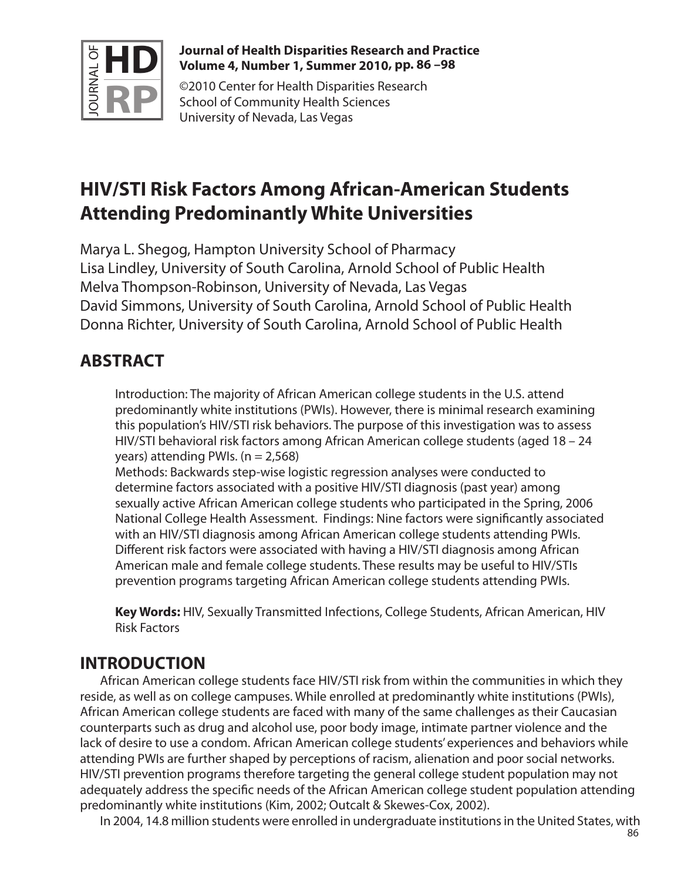# HIV/STI Risk Factors Among African-American Students Attending Predominantly White Universities

Marya L. Shegog, Hampton University School of Pharmacy
Lisa Lindley, University of South Carolina, Arnold School of Public Health
Melva Thompson-Robinson, University of Nevada, Las Vegas
David Simmons, University of South Carolina, Arnold School of Public Health
Donna Richter, University of South Carolina, Arnold School of Public Health

## ABSTRACT

Introduction: The majority of African American college students in the U.S. attend predominantly white institutions (PWIs). However, there is minimal research examining this population's HIV/STI risk behaviors. The purpose of this investigation was to assess HIV/STI behavioral risk factors among African American college students (aged 18 – 24 years) attending PWIs. (n = 2,568)

Methods: Backwards step-wise logistic regression analyses were conducted to determine factors associated with a positive HIV/STI diagnosis (past year) among sexually active African American college students who participated in the Spring, 2006 National College Health Assessment. Findings: Nine factors were significantly associated with an HIV/STI diagnosis among African American college students attending PWIs. Different risk factors were associated with having a HIV/STI diagnosis among African American male and female college students. These results may be useful to HIV/STIs prevention programs targeting African American college students attending PWIs.

**Key Words:** HIV, Sexually Transmitted Infections, College Students, African American, HIV Risk Factors

## INTRODUCTION

African American college students face HIV/STI risk from within the communities in which they reside, as well as on college campuses. While enrolled at predominantly white institutions (PWIs), African American college students are faced with many of the same challenges as their Caucasian counterparts such as drug and alcohol use, poor body image, intimate partner violence and the lack of desire to use a condom. African American college students' experiences and behaviors while attending PWIs are further shaped by perceptions of racism, alienation and poor social networks. HIV/STI prevention programs therefore targeting the general college student population may not adequately address the specific needs of the African American college student population attending predominantly white institutions (Kim, 2002; Outcalt & Skewes-Cox, 2002).

In 2004, 14.8 million students were enrolled in undergraduate institutions in the United States, with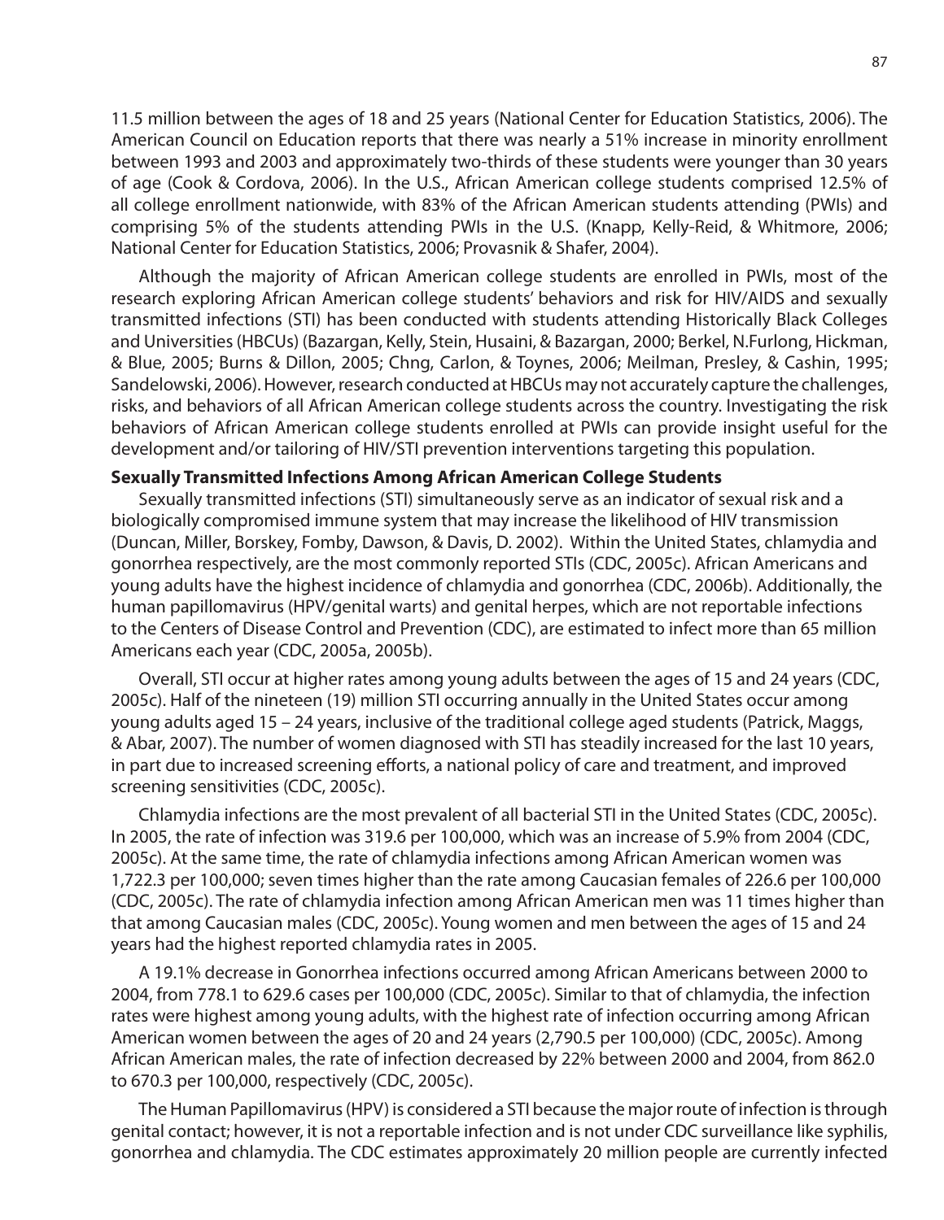11.5 million between the ages of 18 and 25 years (National Center for Education Statistics, 2006). The American Council on Education reports that there was nearly a 51% increase in minority enrollment between 1993 and 2003 and approximately two-thirds of these students were younger than 30 years of age (Cook & Cordova, 2006). In the U.S., African American college students comprised 12.5% of all college enrollment nationwide, with 83% of the African American students attending (PWIs) and comprising 5% of the students attending PWIs in the U.S. (Knapp, Kelly-Reid, & Whitmore, 2006; National Center for Education Statistics, 2006; Provasnik & Shafer, 2004).

Although the majority of African American college students are enrolled in PWIs, most of the research exploring African American college students' behaviors and risk for HIV/AIDS and sexually transmitted infections (STI) has been conducted with students attending Historically Black Colleges and Universities (HBCUs) (Bazargan, Kelly, Stein, Husaini, & Bazargan, 2000; Berkel, N.Furlong, Hickman, & Blue, 2005; Burns & Dillon, 2005; Chng, Carlon, & Toynes, 2006; Meilman, Presley, & Cashin, 1995; Sandelowski, 2006). However, research conducted at HBCUs may not accurately capture the challenges, risks, and behaviors of all African American college students across the country. Investigating the risk behaviors of African American college students enrolled at PWIs can provide insight useful for the development and/or tailoring of HIV/STI prevention interventions targeting this population.

**Sexually Transmitted Infections Among African American College Students**

Sexually transmitted infections (STI) simultaneously serve as an indicator of sexual risk and a biologically compromised immune system that may increase the likelihood of HIV transmission (Duncan, Miller, Borskey, Fomby, Dawson, & Davis, D. 2002). Within the United States, chlamydia and gonorrhea respectively, are the most commonly reported STIs (CDC, 2005c). African Americans and young adults have the highest incidence of chlamydia and gonorrhea (CDC, 2006b). Additionally, the human papillomavirus (HPV/genital warts) and genital herpes, which are not reportable infections to the Centers of Disease Control and Prevention (CDC), are estimated to infect more than 65 million Americans each year (CDC, 2005a, 2005b).

Overall, STI occur at higher rates among young adults between the ages of 15 and 24 years (CDC, 2005c). Half of the nineteen (19) million STI occurring annually in the United States occur among young adults aged 15 – 24 years, inclusive of the traditional college aged students (Patrick, Maggs, & Abar, 2007). The number of women diagnosed with STI has steadily increased for the last 10 years, in part due to increased screening efforts, a national policy of care and treatment, and improved screening sensitivities (CDC, 2005c).

Chlamydia infections are the most prevalent of all bacterial STI in the United States (CDC, 2005c). In 2005, the rate of infection was 319.6 per 100,000, which was an increase of 5.9% from 2004 (CDC, 2005c). At the same time, the rate of chlamydia infections among African American women was 1,722.3 per 100,000; seven times higher than the rate among Caucasian females of 226.6 per 100,000 (CDC, 2005c). The rate of chlamydia infection among African American men was 11 times higher than that among Caucasian males (CDC, 2005c). Young women and men between the ages of 15 and 24 years had the highest reported chlamydia rates in 2005.

A 19.1% decrease in Gonorrhea infections occurred among African Americans between 2000 to 2004, from 778.1 to 629.6 cases per 100,000 (CDC, 2005c). Similar to that of chlamydia, the infection rates were highest among young adults, with the highest rate of infection occurring among African American women between the ages of 20 and 24 years (2,790.5 per 100,000) (CDC, 2005c). Among African American males, the rate of infection decreased by 22% between 2000 and 2004, from 862.0 to 670.3 per 100,000, respectively (CDC, 2005c).

The Human Papillomavirus (HPV) is considered a STI because the major route of infection is through genital contact; however, it is not a reportable infection and is not under CDC surveillance like syphilis, gonorrhea and chlamydia. The CDC estimates approximately 20 million people are currently infected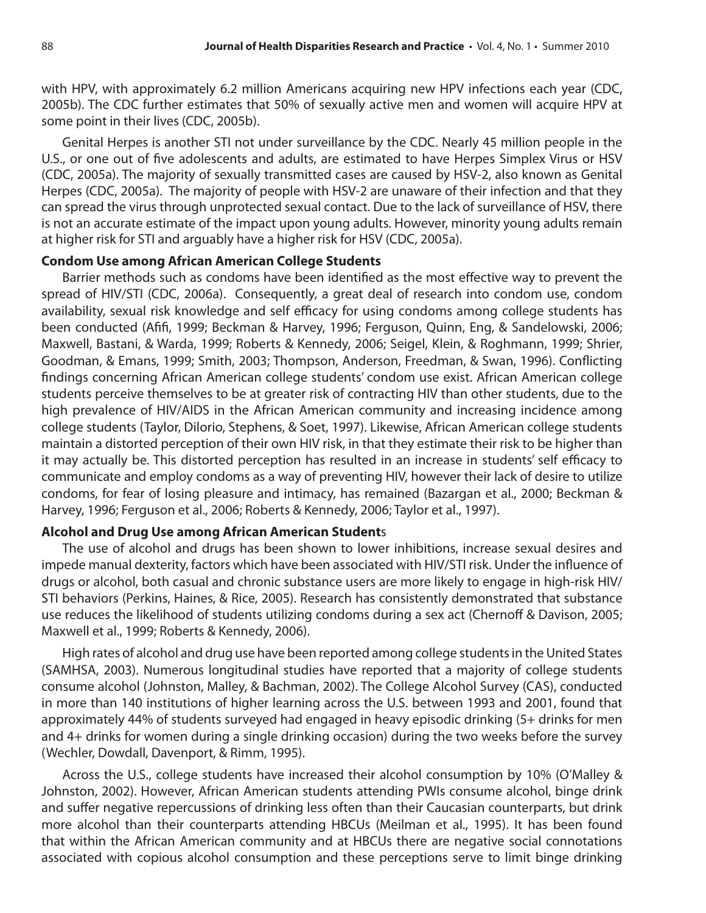with HPV, with approximately 6.2 million Americans acquiring new HPV infections each year (CDC, 2005b). The CDC further estimates that 50% of sexually active men and women will acquire HPV at some point in their lives (CDC, 2005b).

Genital Herpes is another STI not under surveillance by the CDC. Nearly 45 million people in the U.S., or one out of five adolescents and adults, are estimated to have Herpes Simplex Virus or HSV (CDC, 2005a). The majority of sexually transmitted cases are caused by HSV-2, also known as Genital Herpes (CDC, 2005a). The majority of people with HSV-2 are unaware of their infection and that they can spread the virus through unprotected sexual contact. Due to the lack of surveillance of HSV, there is not an accurate estimate of the impact upon young adults. However, minority young adults remain at higher risk for STI and arguably have a higher risk for HSV (CDC, 2005a).

### Condom Use among African American College Students

Barrier methods such as condoms have been identified as the most effective way to prevent the spread of HIV/STI (CDC, 2006a). Consequently, a great deal of research into condom use, condom availability, sexual risk knowledge and self efficacy for using condoms among college students has been conducted (Afifi, 1999; Beckman & Harvey, 1996; Ferguson, Quinn, Eng, & Sandelowski, 2006; Maxwell, Bastani, & Warda, 1999; Roberts & Kennedy, 2006; Seigel, Klein, & Roghmann, 1999; Shrier, Goodman, & Emans, 1999; Smith, 2003; Thompson, Anderson, Freedman, & Swan, 1996). Conflicting findings concerning African American college students' condom use exist. African American college students perceive themselves to be at greater risk of contracting HIV than other students, due to the high prevalence of HIV/AIDS in the African American community and increasing incidence among college students (Taylor, Dilorio, Stephens, & Soet, 1997). Likewise, African American college students maintain a distorted perception of their own HIV risk, in that they estimate their risk to be higher than it may actually be. This distorted perception has resulted in an increase in students' self efficacy to communicate and employ condoms as a way of preventing HIV, however their lack of desire to utilize condoms, for fear of losing pleasure and intimacy, has remained (Bazargan et al., 2000; Beckman & Harvey, 1996; Ferguson et al., 2006; Roberts & Kennedy, 2006; Taylor et al., 1997).

### Alcohol and Drug Use among African American Students

The use of alcohol and drugs has been shown to lower inhibitions, increase sexual desires and impede manual dexterity, factors which have been associated with HIV/STI risk. Under the influence of drugs or alcohol, both casual and chronic substance users are more likely to engage in high-risk HIV/STI behaviors (Perkins, Haines, & Rice, 2005). Research has consistently demonstrated that substance use reduces the likelihood of students utilizing condoms during a sex act (Chernoff & Davison, 2005; Maxwell et al., 1999; Roberts & Kennedy, 2006).

High rates of alcohol and drug use have been reported among college students in the United States (SAMHSA, 2003). Numerous longitudinal studies have reported that a majority of college students consume alcohol (Johnston, Malley, & Bachman, 2002). The College Alcohol Survey (CAS), conducted in more than 140 institutions of higher learning across the U.S. between 1993 and 2001, found that approximately 44% of students surveyed had engaged in heavy episodic drinking (5+ drinks for men and 4+ drinks for women during a single drinking occasion) during the two weeks before the survey (Wechler, Dowdall, Davenport, & Rimm, 1995).

Across the U.S., college students have increased their alcohol consumption by 10% (O'Malley & Johnston, 2002). However, African American students attending PWIs consume alcohol, binge drink and suffer negative repercussions of drinking less often than their Caucasian counterparts, but drink more alcohol than their counterparts attending HBCUs (Meilman et al., 1995). It has been found that within the African American community and at HBCUs there are negative social connotations associated with copious alcohol consumption and these perceptions serve to limit binge drinking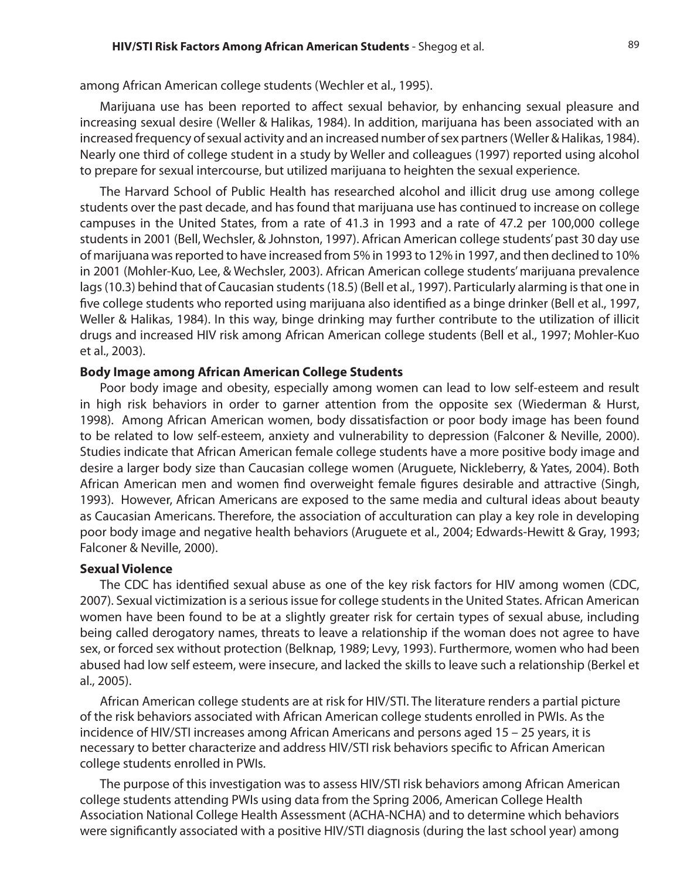among African American college students (Wechler et al., 1995).

Marijuana use has been reported to affect sexual behavior, by enhancing sexual pleasure and increasing sexual desire (Weller & Halikas, 1984). In addition, marijuana has been associated with an increased frequency of sexual activity and an increased number of sex partners (Weller & Halikas, 1984). Nearly one third of college student in a study by Weller and colleagues (1997) reported using alcohol to prepare for sexual intercourse, but utilized marijuana to heighten the sexual experience.

The Harvard School of Public Health has researched alcohol and illicit drug use among college students over the past decade, and has found that marijuana use has continued to increase on college campuses in the United States, from a rate of 41.3 in 1993 and a rate of 47.2 per 100,000 college students in 2001 (Bell, Wechsler, & Johnston, 1997). African American college students' past 30 day use of marijuana was reported to have increased from 5% in 1993 to 12% in 1997, and then declined to 10% in 2001 (Mohler-Kuo, Lee, & Wechsler, 2003). African American college students' marijuana prevalence lags (10.3) behind that of Caucasian students (18.5) (Bell et al., 1997). Particularly alarming is that one in five college students who reported using marijuana also identified as a binge drinker (Bell et al., 1997, Weller & Halikas, 1984). In this way, binge drinking may further contribute to the utilization of illicit drugs and increased HIV risk among African American college students (Bell et al., 1997; Mohler-Kuo et al., 2003).

### Body Image among African American College Students

Poor body image and obesity, especially among women can lead to low self-esteem and result in high risk behaviors in order to garner attention from the opposite sex (Wiederman & Hurst, 1998). Among African American women, body dissatisfaction or poor body image has been found to be related to low self-esteem, anxiety and vulnerability to depression (Falconer & Neville, 2000). Studies indicate that African American female college students have a more positive body image and desire a larger body size than Caucasian college women (Aruguete, Nickleberry, & Yates, 2004). Both African American men and women find overweight female figures desirable and attractive (Singh, 1993). However, African Americans are exposed to the same media and cultural ideas about beauty as Caucasian Americans. Therefore, the association of acculturation can play a key role in developing poor body image and negative health behaviors (Aruguete et al., 2004; Edwards-Hewitt & Gray, 1993; Falconer & Neville, 2000).

### Sexual Violence

The CDC has identified sexual abuse as one of the key risk factors for HIV among women (CDC, 2007). Sexual victimization is a serious issue for college students in the United States. African American women have been found to be at a slightly greater risk for certain types of sexual abuse, including being called derogatory names, threats to leave a relationship if the woman does not agree to have sex, or forced sex without protection (Belknap, 1989; Levy, 1993). Furthermore, women who had been abused had low self esteem, were insecure, and lacked the skills to leave such a relationship (Berkel et al., 2005).

African American college students are at risk for HIV/STI. The literature renders a partial picture of the risk behaviors associated with African American college students enrolled in PWIs. As the incidence of HIV/STI increases among African Americans and persons aged 15 – 25 years, it is necessary to better characterize and address HIV/STI risk behaviors specific to African American college students enrolled in PWIs.

The purpose of this investigation was to assess HIV/STI risk behaviors among African American college students attending PWIs using data from the Spring 2006, American College Health Association National College Health Assessment (ACHA-NCHA) and to determine which behaviors were significantly associated with a positive HIV/STI diagnosis (during the last school year) among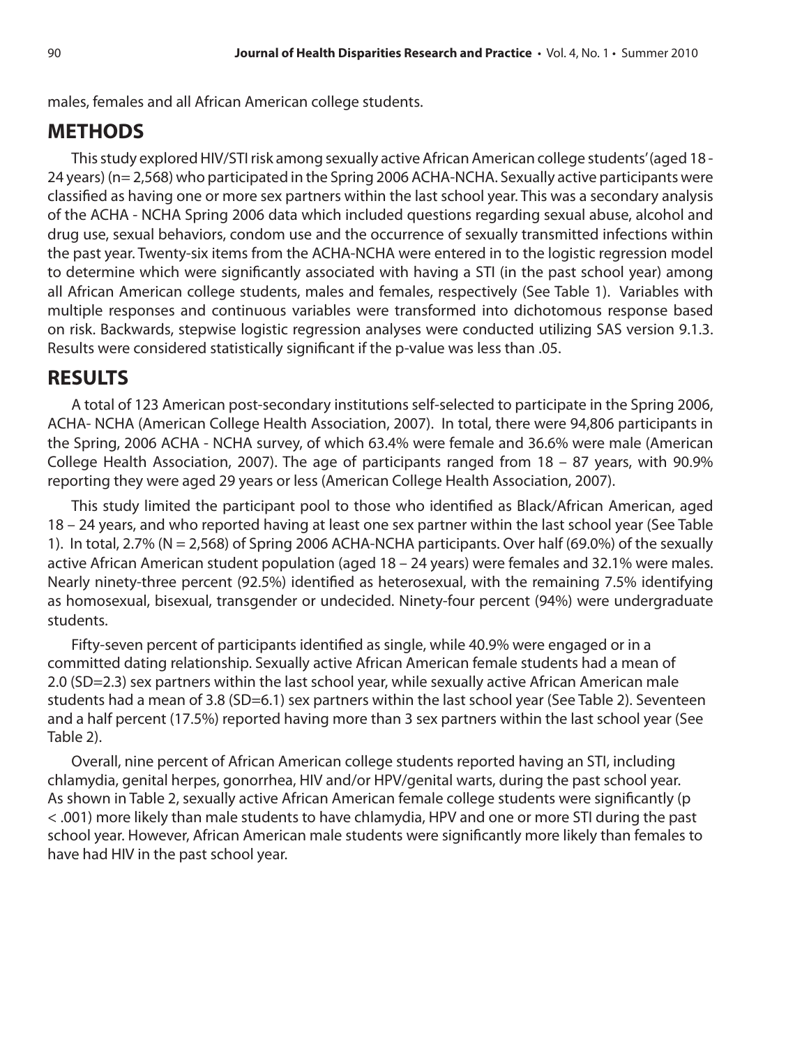males, females and all African American college students.

## METHODS

This study explored HIV/STI risk among sexually active African American college students' (aged 18 - 24 years) (n= 2,568) who participated in the Spring 2006 ACHA-NCHA. Sexually active participants were classified as having one or more sex partners within the last school year. This was a secondary analysis of the ACHA - NCHA Spring 2006 data which included questions regarding sexual abuse, alcohol and drug use, sexual behaviors, condom use and the occurrence of sexually transmitted infections within the past year. Twenty-six items from the ACHA-NCHA were entered in to the logistic regression model to determine which were significantly associated with having a STI (in the past school year) among all African American college students, males and females, respectively (See Table 1). Variables with multiple responses and continuous variables were transformed into dichotomous response based on risk. Backwards, stepwise logistic regression analyses were conducted utilizing SAS version 9.1.3. Results were considered statistically significant if the p-value was less than .05.

## RESULTS

A total of 123 American post-secondary institutions self-selected to participate in the Spring 2006, ACHA- NCHA (American College Health Association, 2007). In total, there were 94,806 participants in the Spring, 2006 ACHA - NCHA survey, of which 63.4% were female and 36.6% were male (American College Health Association, 2007). The age of participants ranged from 18 – 87 years, with 90.9% reporting they were aged 29 years or less (American College Health Association, 2007).

This study limited the participant pool to those who identified as Black/African American, aged 18 – 24 years, and who reported having at least one sex partner within the last school year (See Table 1). In total, 2.7% (N = 2,568) of Spring 2006 ACHA-NCHA participants. Over half (69.0%) of the sexually active African American student population (aged 18 – 24 years) were females and 32.1% were males. Nearly ninety-three percent (92.5%) identified as heterosexual, with the remaining 7.5% identifying as homosexual, bisexual, transgender or undecided. Ninety-four percent (94%) were undergraduate students.

Fifty-seven percent of participants identified as single, while 40.9% were engaged or in a committed dating relationship. Sexually active African American female students had a mean of 2.0 (SD=2.3) sex partners within the last school year, while sexually active African American male students had a mean of 3.8 (SD=6.1) sex partners within the last school year (See Table 2). Seventeen and a half percent (17.5%) reported having more than 3 sex partners within the last school year (See Table 2).

Overall, nine percent of African American college students reported having an STI, including chlamydia, genital herpes, gonorrhea, HIV and/or HPV/genital warts, during the past school year. As shown in Table 2, sexually active African American female college students were significantly ($p < .001$) more likely than male students to have chlamydia, HPV and one or more STI during the past school year. However, African American male students were significantly more likely than females to have had HIV in the past school year.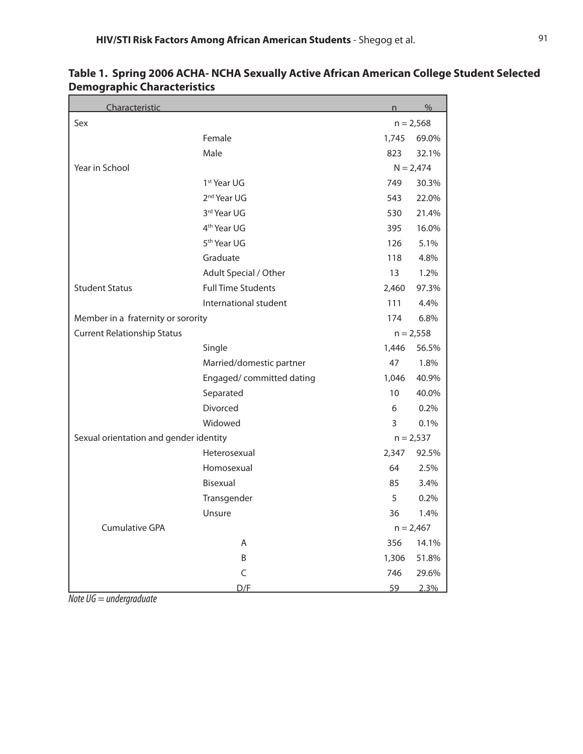**Table 1. Spring 2006 ACHA- NCHA Sexually Active African American College Student Selected Demographic Characteristics**

| Characteristic | | n | % |
|---|---|---|---|
| Sex | | n = 2,568 | |
| | Female | 1,745 | 69.0% |
| | Male | 823 | 32.1% |
| Year in School | | N = 2,474 | |
| | 1st Year UG | 749 | 30.3% |
| | 2nd Year UG | 543 | 22.0% |
| | 3rd Year UG | 530 | 21.4% |
| | 4th Year UG | 395 | 16.0% |
| | 5th Year UG | 126 | 5.1% |
| | Graduate | 118 | 4.8% |
| | Adult Special / Other | 13 | 1.2% |
| Student Status | Full Time Students | 2,460 | 97.3% |
| | International student | 111 | 4.4% |
| Member in a fraternity or sorority | | 174 | 6.8% |
| Current Relationship Status | | n = 2,558 | |
| | Single | 1,446 | 56.5% |
| | Married/domestic partner | 47 | 1.8% |
| | Engaged/ committed dating | 1,046 | 40.9% |
| | Separated | 10 | 40.0% |
| | Divorced | 6 | 0.2% |
| | Widowed | 3 | 0.1% |
| Sexual orientation and gender identity | | n = 2,537 | |
| | Heterosexual | 2,347 | 92.5% |
| | Homosexual | 64 | 2.5% |
| | Bisexual | 85 | 3.4% |
| | Transgender | 5 | 0.2% |
| | Unsure | 36 | 1.4% |
| Cumulative GPA | | n = 2,467 | |
| | A | 356 | 14.1% |
| | B | 1,306 | 51.8% |
| | C | 746 | 29.6% |
| | D/F | 59 | 2.3% |

*Note UG = undergraduate*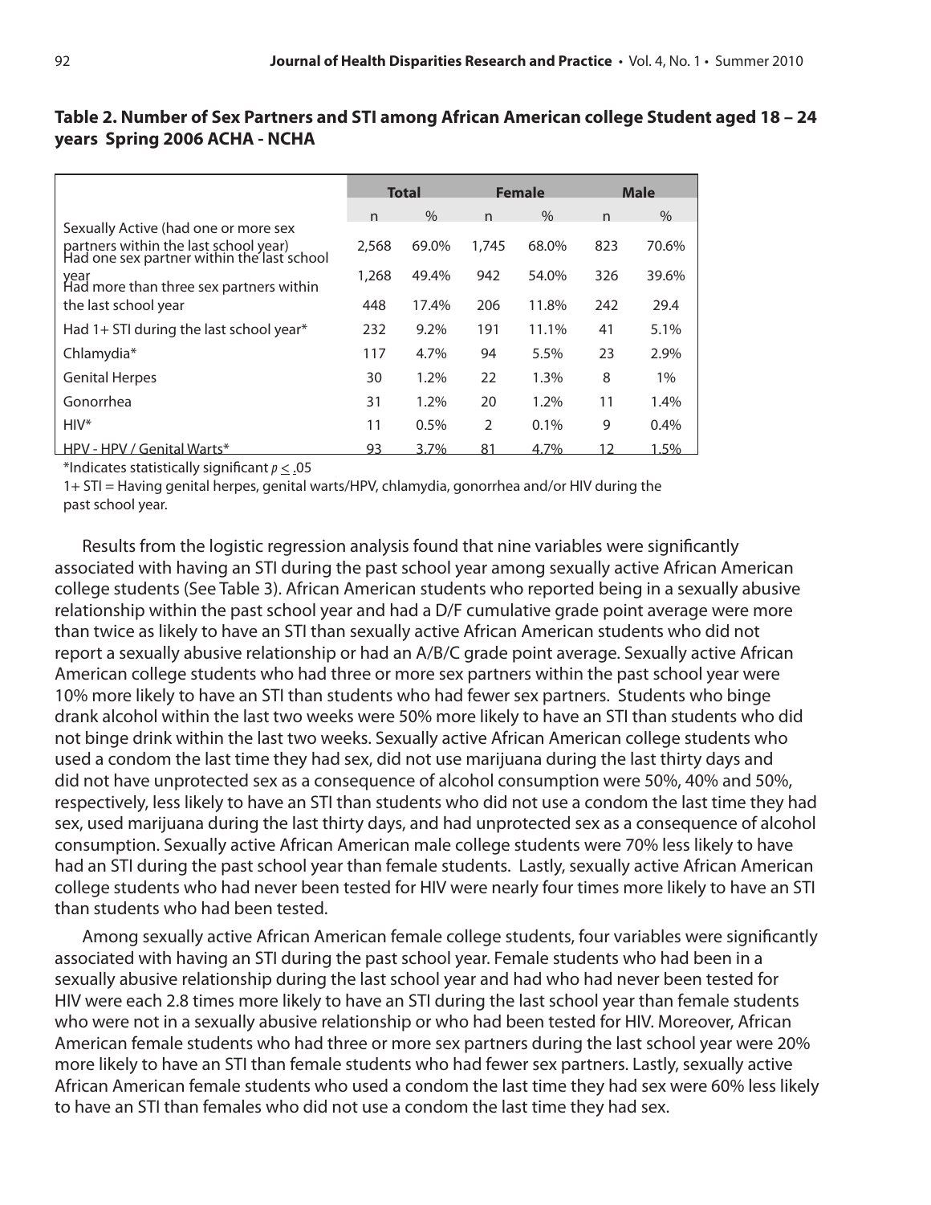**Table 2. Number of Sex Partners and STI among African American college Student aged 18 – 24 years Spring 2006 ACHA - NCHA**

| | Total | | Female | | Male | |
|---|---|---|---|---|---|---|
| | n | % | n | % | n | % |
| Sexually Active (had one or more sex partners within the last school year) | 2,568 | 69.0% | 1,745 | 68.0% | 823 | 70.6% |
| Had one sex partner within the last school year | 1,268 | 49.4% | 942 | 54.0% | 326 | 39.6% |
| Had more than three sex partners within the last school year | 448 | 17.4% | 206 | 11.8% | 242 | 29.4 |
| Had 1+ STI during the last school year* | 232 | 9.2% | 191 | 11.1% | 41 | 5.1% |
| Chlamydia* | 117 | 4.7% | 94 | 5.5% | 23 | 2.9% |
| Genital Herpes | 30 | 1.2% | 22 | 1.3% | 8 | 1% |
| Gonorrhea | 31 | 1.2% | 20 | 1.2% | 11 | 1.4% |
| HIV* | 11 | 0.5% | 2 | 0.1% | 9 | 0.4% |
| HPV - HPV / Genital Warts* | 93 | 3.7% | 81 | 4.7% | 12 | 1.5% |

*Indicates statistically significant $p \leq .05$

1+ STI = Having genital herpes, genital warts/HPV, chlamydia, gonorrhea and/or HIV during the past school year.

Results from the logistic regression analysis found that nine variables were significantly associated with having an STI during the past school year among sexually active African American college students (See Table 3). African American students who reported being in a sexually abusive relationship within the past school year and had a D/F cumulative grade point average were more than twice as likely to have an STI than sexually active African American students who did not report a sexually abusive relationship or had an A/B/C grade point average. Sexually active African American college students who had three or more sex partners within the past school year were 10% more likely to have an STI than students who had fewer sex partners. Students who binge drank alcohol within the last two weeks were 50% more likely to have an STI than students who did not binge drink within the last two weeks. Sexually active African American college students who used a condom the last time they had sex, did not use marijuana during the last thirty days and did not have unprotected sex as a consequence of alcohol consumption were 50%, 40% and 50%, respectively, less likely to have an STI than students who did not use a condom the last time they had sex, used marijuana during the last thirty days, and had unprotected sex as a consequence of alcohol consumption. Sexually active African American male college students were 70% less likely to have had an STI during the past school year than female students. Lastly, sexually active African American college students who had never been tested for HIV were nearly four times more likely to have an STI than students who had been tested.

Among sexually active African American female college students, four variables were significantly associated with having an STI during the past school year. Female students who had been in a sexually abusive relationship during the last school year and had who had never been tested for HIV were each 2.8 times more likely to have an STI during the last school year than female students who were not in a sexually abusive relationship or who had been tested for HIV. Moreover, African American female students who had three or more sex partners during the last school year were 20% more likely to have an STI than female students who had fewer sex partners. Lastly, sexually active African American female students who used a condom the last time they had sex were 60% less likely to have an STI than females who did not use a condom the last time they had sex.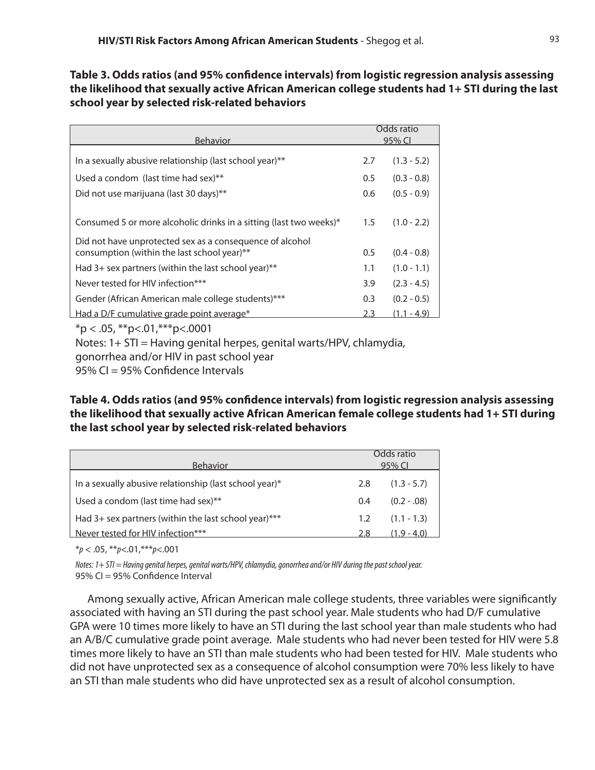**Table 3. Odds ratios (and 95% confidence intervals) from logistic regression analysis assessing the likelihood that sexually active African American college students had 1+ STI during the last school year by selected risk-related behaviors**

| Behavior | Odds ratio | 95% CI |
|---|---|---|
| In a sexually abusive relationship (last school year)** | 2.7 | (1.3 - 5.2) |
| Used a condom (last time had sex)** | 0.5 | (0.3 - 0.8) |
| Did not use marijuana (last 30 days)** | 0.6 | (0.5 - 0.9) |
| Consumed 5 or more alcoholic drinks in a sitting (last two weeks)* | 1.5 | (1.0 - 2.2) |
| Did not have unprotected sex as a consequence of alcohol consumption (within the last school year)** | 0.5 | (0.4 - 0.8) |
| Had 3+ sex partners (within the last school year)** | 1.1 | (1.0 - 1.1) |
| Never tested for HIV infection*** | 3.9 | (2.3 - 4.5) |
| Gender (African American male college students)*** | 0.3 | (0.2 - 0.5) |
| Had a D/F cumulative grade point average* | 2.3 | (1.1 - 4.9) |

*p < .05, **p<.01,***p<.0001

Notes: 1+ STI = Having genital herpes, genital warts/HPV, chlamydia, gonorrhea and/or HIV in past school year

95% CI = 95% Confidence Intervals

**Table 4. Odds ratios (and 95% confidence intervals) from logistic regression analysis assessing the likelihood that sexually active African American female college students had 1+ STI during the last school year by selected risk-related behaviors**

| Behavior | Odds ratio | 95% CI |
|---|---|---|
| In a sexually abusive relationship (last school year)* | 2.8 | (1.3 - 5.7) |
| Used a condom (last time had sex)** | 0.4 | (0.2 - .08) |
| Had 3+ sex partners (within the last school year)*** | 1.2 | (1.1 - 1.3) |
| Never tested for HIV infection*** | 2.8 | (1.9 - 4.0) |

**p* < .05, ***p*<.01,****p*<.001

*Notes: 1+ STI = Having genital herpes, genital warts/HPV, chlamydia, gonorrhea and/or HIV during the past school year.*

95% CI = 95% Confidence Interval

Among sexually active, African American male college students, three variables were significantly associated with having an STI during the past school year. Male students who had D/F cumulative GPA were 10 times more likely to have an STI during the last school year than male students who had an A/B/C cumulative grade point average. Male students who had never been tested for HIV were 5.8 times more likely to have an STI than male students who had been tested for HIV. Male students who did not have unprotected sex as a consequence of alcohol consumption were 70% less likely to have an STI than male students who did have unprotected sex as a result of alcohol consumption.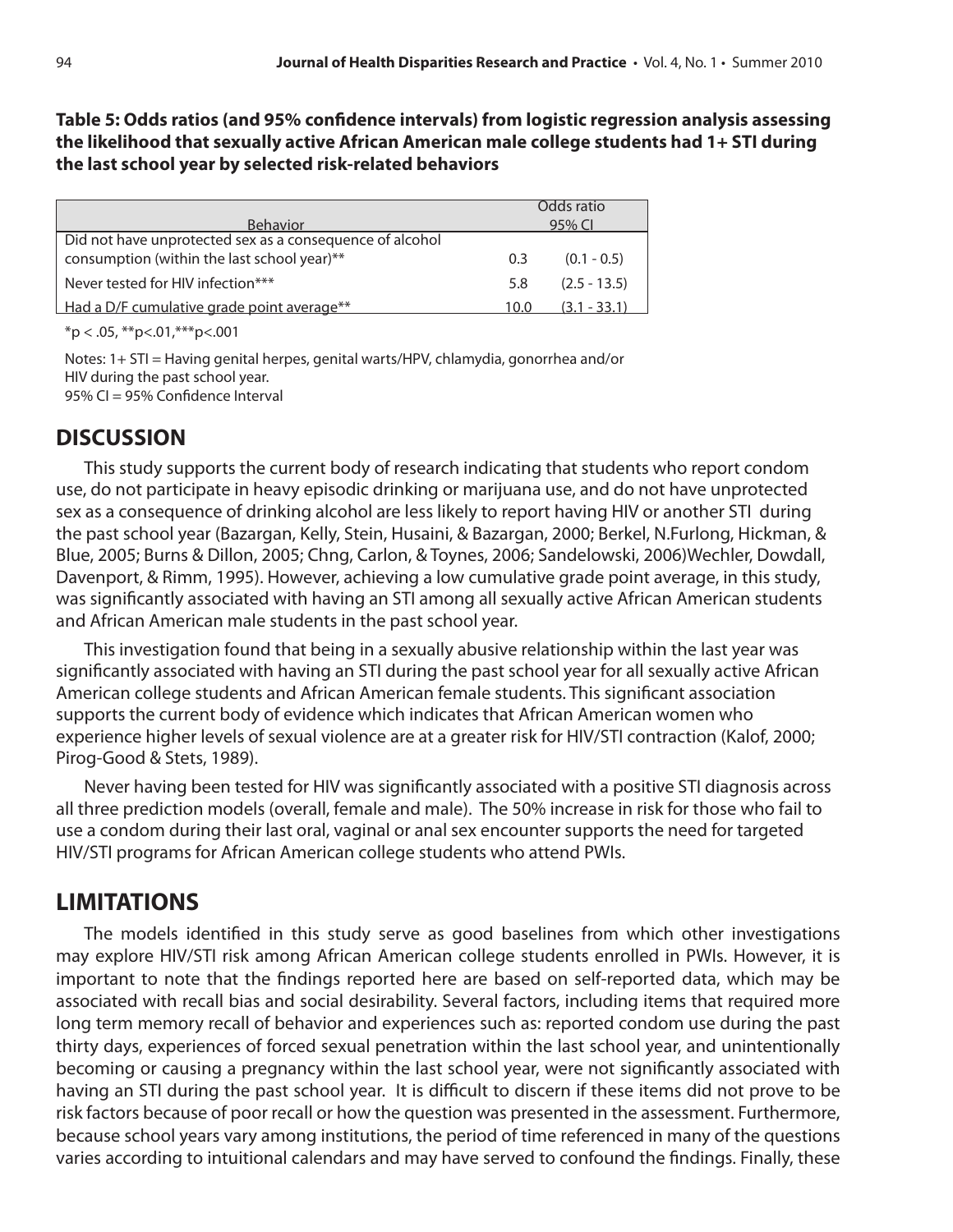**Table 5: Odds ratios (and 95% confidence intervals) from logistic regression analysis assessing the likelihood that sexually active African American male college students had 1+ STI during the last school year by selected risk-related behaviors**

| Behavior | Odds ratio | 95% CI |
|---|---|---|
| Did not have unprotected sex as a consequence of alcohol consumption (within the last school year)** | 0.3 | (0.1 - 0.5) |
| Never tested for HIV infection*** | 5.8 | (2.5 - 13.5) |
| Had a D/F cumulative grade point average** | 10.0 | (3.1 - 33.1) |

*p < .05, **p<.01,***p<.001

Notes: 1+ STI = Having genital herpes, genital warts/HPV, chlamydia, gonorrhea and/or HIV during the past school year.
95% CI = 95% Confidence Interval

## DISCUSSION

This study supports the current body of research indicating that students who report condom use, do not participate in heavy episodic drinking or marijuana use, and do not have unprotected sex as a consequence of drinking alcohol are less likely to report having HIV or another STI during the past school year (Bazargan, Kelly, Stein, Husaini, & Bazargan, 2000; Berkel, N.Furlong, Hickman, & Blue, 2005; Burns & Dillon, 2005; Chng, Carlon, & Toynes, 2006; Sandelowski, 2006)Wechler, Dowdall, Davenport, & Rimm, 1995). However, achieving a low cumulative grade point average, in this study, was significantly associated with having an STI among all sexually active African American students and African American male students in the past school year.

This investigation found that being in a sexually abusive relationship within the last year was significantly associated with having an STI during the past school year for all sexually active African American college students and African American female students. This significant association supports the current body of evidence which indicates that African American women who experience higher levels of sexual violence are at a greater risk for HIV/STI contraction (Kalof, 2000; Pirog-Good & Stets, 1989).

Never having been tested for HIV was significantly associated with a positive STI diagnosis across all three prediction models (overall, female and male). The 50% increase in risk for those who fail to use a condom during their last oral, vaginal or anal sex encounter supports the need for targeted HIV/STI programs for African American college students who attend PWIs.

## LIMITATIONS

The models identified in this study serve as good baselines from which other investigations may explore HIV/STI risk among African American college students enrolled in PWIs. However, it is important to note that the findings reported here are based on self-reported data, which may be associated with recall bias and social desirability. Several factors, including items that required more long term memory recall of behavior and experiences such as: reported condom use during the past thirty days, experiences of forced sexual penetration within the last school year, and unintentionally becoming or causing a pregnancy within the last school year, were not significantly associated with having an STI during the past school year. It is difficult to discern if these items did not prove to be risk factors because of poor recall or how the question was presented in the assessment. Furthermore, because school years vary among institutions, the period of time referenced in many of the questions varies according to intuitional calendars and may have served to confound the findings. Finally, these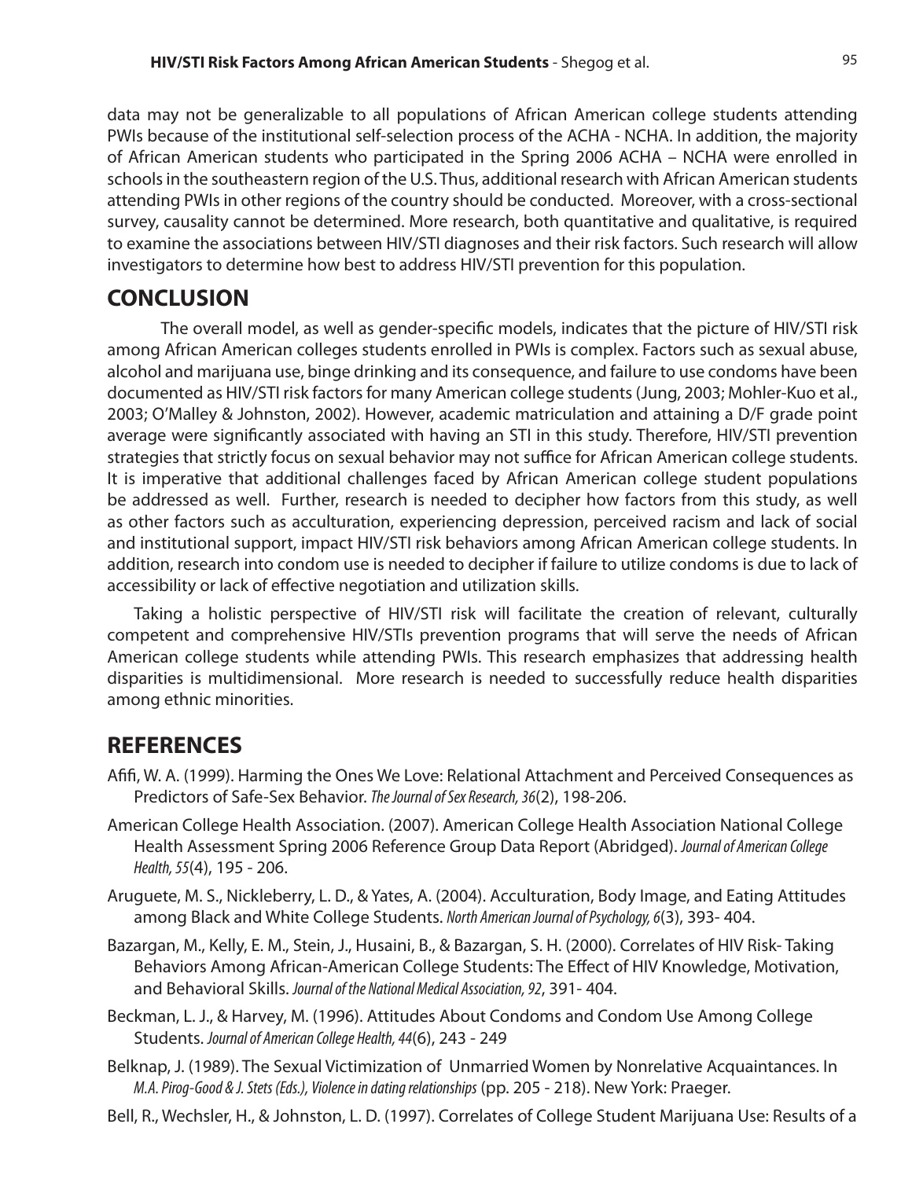data may not be generalizable to all populations of African American college students attending PWIs because of the institutional self-selection process of the ACHA - NCHA. In addition, the majority of African American students who participated in the Spring 2006 ACHA – NCHA were enrolled in schools in the southeastern region of the U.S. Thus, additional research with African American students attending PWIs in other regions of the country should be conducted. Moreover, with a cross-sectional survey, causality cannot be determined. More research, both quantitative and qualitative, is required to examine the associations between HIV/STI diagnoses and their risk factors. Such research will allow investigators to determine how best to address HIV/STI prevention for this population.

## CONCLUSION

The overall model, as well as gender-specific models, indicates that the picture of HIV/STI risk among African American colleges students enrolled in PWIs is complex. Factors such as sexual abuse, alcohol and marijuana use, binge drinking and its consequence, and failure to use condoms have been documented as HIV/STI risk factors for many American college students (Jung, 2003; Mohler-Kuo et al., 2003; O'Malley & Johnston, 2002). However, academic matriculation and attaining a D/F grade point average were significantly associated with having an STI in this study. Therefore, HIV/STI prevention strategies that strictly focus on sexual behavior may not suffice for African American college students. It is imperative that additional challenges faced by African American college student populations be addressed as well. Further, research is needed to decipher how factors from this study, as well as other factors such as acculturation, experiencing depression, perceived racism and lack of social and institutional support, impact HIV/STI risk behaviors among African American college students. In addition, research into condom use is needed to decipher if failure to utilize condoms is due to lack of accessibility or lack of effective negotiation and utilization skills.

Taking a holistic perspective of HIV/STI risk will facilitate the creation of relevant, culturally competent and comprehensive HIV/STIs prevention programs that will serve the needs of African American college students while attending PWIs. This research emphasizes that addressing health disparities is multidimensional. More research is needed to successfully reduce health disparities among ethnic minorities.

## REFERENCES

Afifi, W. A. (1999). Harming the Ones We Love: Relational Attachment and Perceived Consequences as Predictors of Safe-Sex Behavior. *The Journal of Sex Research, 36*(2), 198-206.

American College Health Association. (2007). American College Health Association National College Health Assessment Spring 2006 Reference Group Data Report (Abridged). *Journal of American College Health, 55*(4), 195 - 206.

Aruguete, M. S., Nickleberry, L. D., & Yates, A. (2004). Acculturation, Body Image, and Eating Attitudes among Black and White College Students. *North American Journal of Psychology, 6*(3), 393- 404.

Bazargan, M., Kelly, E. M., Stein, J., Husaini, B., & Bazargan, S. H. (2000). Correlates of HIV Risk- Taking Behaviors Among African-American College Students: The Effect of HIV Knowledge, Motivation, and Behavioral Skills. *Journal of the National Medical Association, 92*, 391- 404.

Beckman, L. J., & Harvey, M. (1996). Attitudes About Condoms and Condom Use Among College Students. *Journal of American College Health, 44*(6), 243 - 249

Belknap, J. (1989). The Sexual Victimization of Unmarried Women by Nonrelative Acquaintances. In *M.A. Pirog-Good & J. Stets (Eds.), Violence in dating relationships* (pp. 205 - 218). New York: Praeger.

Bell, R., Wechsler, H., & Johnston, L. D. (1997). Correlates of College Student Marijuana Use: Results of a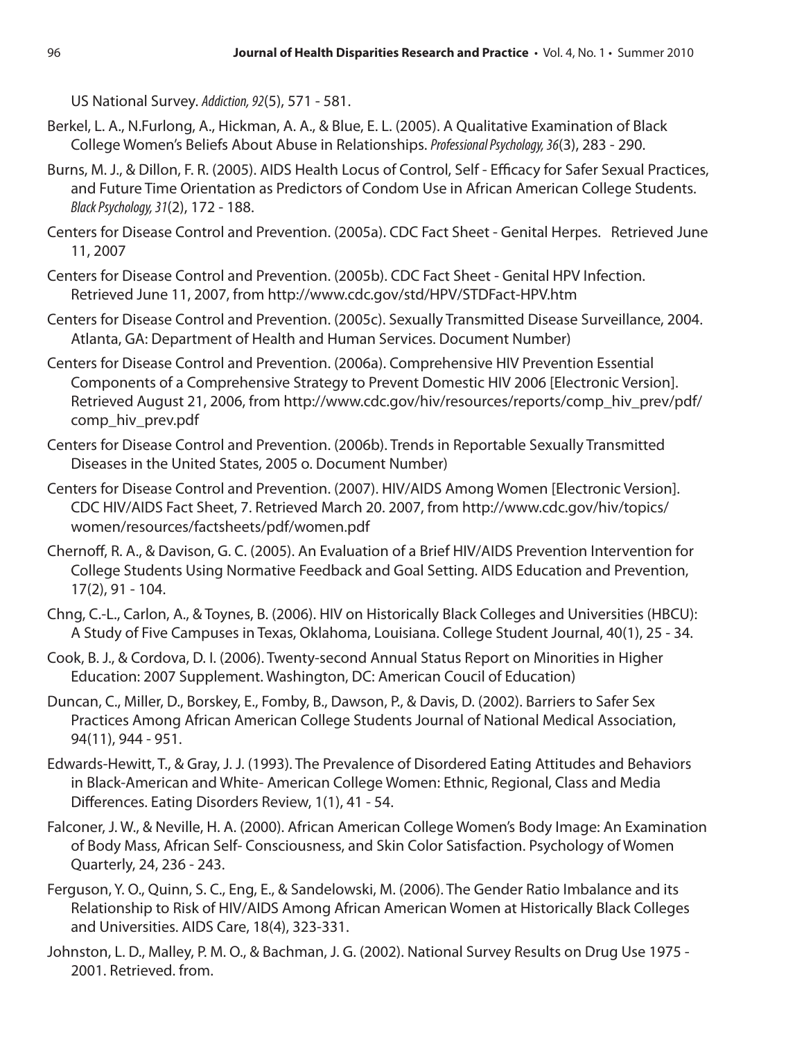US National Survey. *Addiction, 92*(5), 571 - 581.

Berkel, L. A., N.Furlong, A., Hickman, A. A., & Blue, E. L. (2005). A Qualitative Examination of Black College Women's Beliefs About Abuse in Relationships. *Professional Psychology, 36*(3), 283 - 290.

Burns, M. J., & Dillon, F. R. (2005). AIDS Health Locus of Control, Self - Efficacy for Safer Sexual Practices, and Future Time Orientation as Predictors of Condom Use in African American College Students. *Black Psychology, 31*(2), 172 - 188.

Centers for Disease Control and Prevention. (2005a). CDC Fact Sheet - Genital Herpes. Retrieved June 11, 2007

Centers for Disease Control and Prevention. (2005b). CDC Fact Sheet - Genital HPV Infection. Retrieved June 11, 2007, from http://www.cdc.gov/std/HPV/STDFact-HPV.htm

Centers for Disease Control and Prevention. (2005c). Sexually Transmitted Disease Surveillance, 2004. Atlanta, GA: Department of Health and Human Services. Document Number)

Centers for Disease Control and Prevention. (2006a). Comprehensive HIV Prevention Essential Components of a Comprehensive Strategy to Prevent Domestic HIV 2006 [Electronic Version]. Retrieved August 21, 2006, from http://www.cdc.gov/hiv/resources/reports/comp_hiv_prev/pdf/comp_hiv_prev.pdf

Centers for Disease Control and Prevention. (2006b). Trends in Reportable Sexually Transmitted Diseases in the United States, 2005 o. Document Number)

Centers for Disease Control and Prevention. (2007). HIV/AIDS Among Women [Electronic Version]. CDC HIV/AIDS Fact Sheet, 7. Retrieved March 20. 2007, from http://www.cdc.gov/hiv/topics/women/resources/factsheets/pdf/women.pdf

Chernoff, R. A., & Davison, G. C. (2005). An Evaluation of a Brief HIV/AIDS Prevention Intervention for College Students Using Normative Feedback and Goal Setting. AIDS Education and Prevention, 17(2), 91 - 104.

Chng, C.-L., Carlon, A., & Toynes, B. (2006). HIV on Historically Black Colleges and Universities (HBCU): A Study of Five Campuses in Texas, Oklahoma, Louisiana. College Student Journal, 40(1), 25 - 34.

Cook, B. J., & Cordova, D. I. (2006). Twenty-second Annual Status Report on Minorities in Higher Education: 2007 Supplement. Washington, DC: American Coucil of Education)

Duncan, C., Miller, D., Borskey, E., Fomby, B., Dawson, P., & Davis, D. (2002). Barriers to Safer Sex Practices Among African American College Students Journal of National Medical Association, 94(11), 944 - 951.

Edwards-Hewitt, T., & Gray, J. J. (1993). The Prevalence of Disordered Eating Attitudes and Behaviors in Black-American and White- American College Women: Ethnic, Regional, Class and Media Differences. Eating Disorders Review, 1(1), 41 - 54.

Falconer, J. W., & Neville, H. A. (2000). African American College Women's Body Image: An Examination of Body Mass, African Self- Consciousness, and Skin Color Satisfaction. Psychology of Women Quarterly, 24, 236 - 243.

Ferguson, Y. O., Quinn, S. C., Eng, E., & Sandelowski, M. (2006). The Gender Ratio Imbalance and its Relationship to Risk of HIV/AIDS Among African American Women at Historically Black Colleges and Universities. AIDS Care, 18(4), 323-331.

Johnston, L. D., Malley, P. M. O., & Bachman, J. G. (2002). National Survey Results on Drug Use 1975 - 2001. Retrieved. from.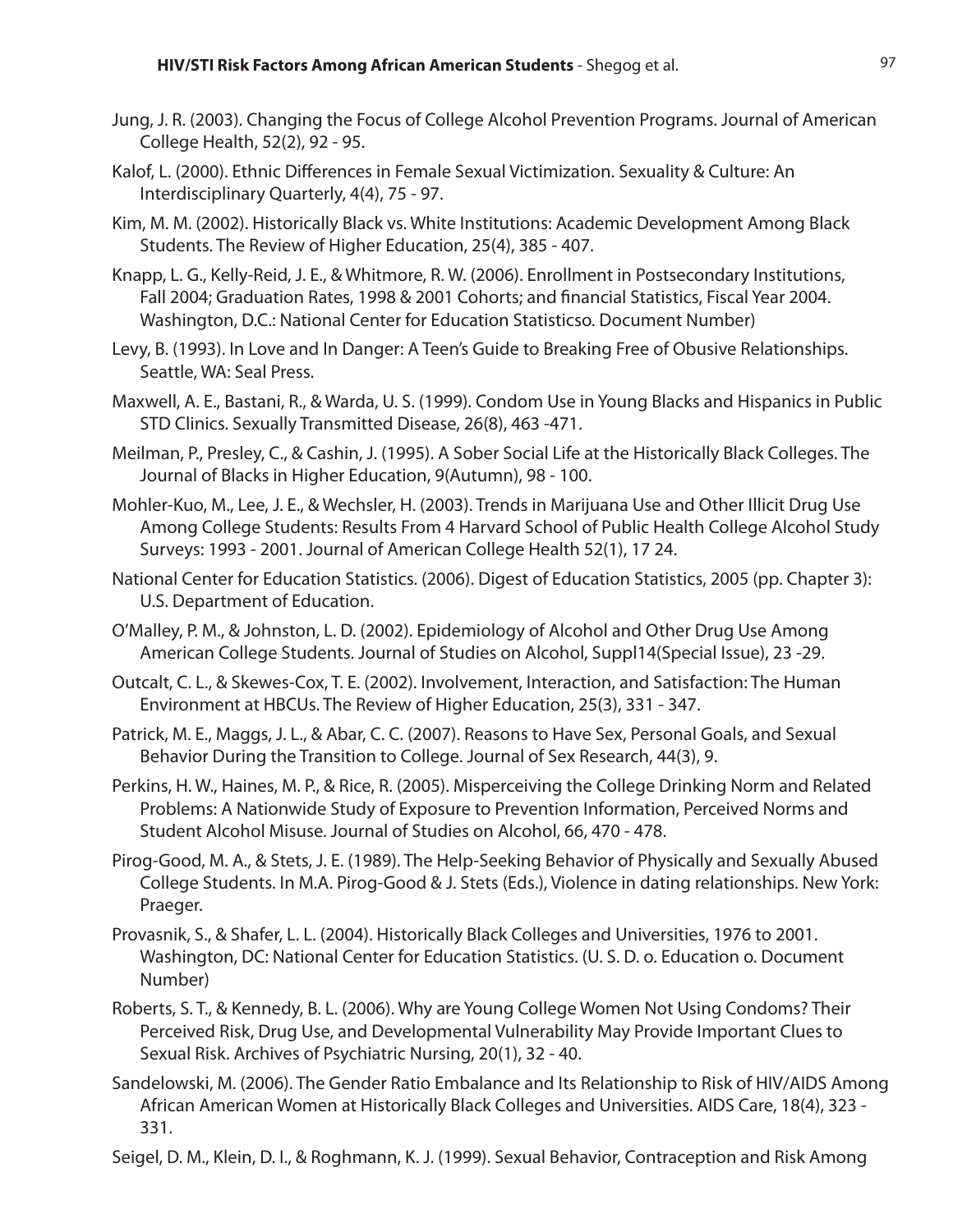Jung, J. R. (2003). Changing the Focus of College Alcohol Prevention Programs. Journal of American College Health, 52(2), 92 - 95.

Kalof, L. (2000). Ethnic Differences in Female Sexual Victimization. Sexuality & Culture: An Interdisciplinary Quarterly, 4(4), 75 - 97.

Kim, M. M. (2002). Historically Black vs. White Institutions: Academic Development Among Black Students. The Review of Higher Education, 25(4), 385 - 407.

Knapp, L. G., Kelly-Reid, J. E., & Whitmore, R. W. (2006). Enrollment in Postsecondary Institutions, Fall 2004; Graduation Rates, 1998 & 2001 Cohorts; and financial Statistics, Fiscal Year 2004. Washington, D.C.: National Center for Education Statisticso. Document Number)

Levy, B. (1993). In Love and In Danger: A Teen's Guide to Breaking Free of Obusive Relationships. Seattle, WA: Seal Press.

Maxwell, A. E., Bastani, R., & Warda, U. S. (1999). Condom Use in Young Blacks and Hispanics in Public STD Clinics. Sexually Transmitted Disease, 26(8), 463 -471.

Meilman, P., Presley, C., & Cashin, J. (1995). A Sober Social Life at the Historically Black Colleges. The Journal of Blacks in Higher Education, 9(Autumn), 98 - 100.

Mohler-Kuo, M., Lee, J. E., & Wechsler, H. (2003). Trends in Marijuana Use and Other Illicit Drug Use Among College Students: Results From 4 Harvard School of Public Health College Alcohol Study Surveys: 1993 - 2001. Journal of American College Health 52(1), 17 24.

National Center for Education Statistics. (2006). Digest of Education Statistics, 2005 (pp. Chapter 3): U.S. Department of Education.

O'Malley, P. M., & Johnston, L. D. (2002). Epidemiology of Alcohol and Other Drug Use Among American College Students. Journal of Studies on Alcohol, Suppl14(Special Issue), 23 -29.

Outcalt, C. L., & Skewes-Cox, T. E. (2002). Involvement, Interaction, and Satisfaction: The Human Environment at HBCUs. The Review of Higher Education, 25(3), 331 - 347.

Patrick, M. E., Maggs, J. L., & Abar, C. C. (2007). Reasons to Have Sex, Personal Goals, and Sexual Behavior During the Transition to College. Journal of Sex Research, 44(3), 9.

Perkins, H. W., Haines, M. P., & Rice, R. (2005). Misperceiving the College Drinking Norm and Related Problems: A Nationwide Study of Exposure to Prevention Information, Perceived Norms and Student Alcohol Misuse. Journal of Studies on Alcohol, 66, 470 - 478.

Pirog-Good, M. A., & Stets, J. E. (1989). The Help-Seeking Behavior of Physically and Sexually Abused College Students. In M.A. Pirog-Good & J. Stets (Eds.), Violence in dating relationships. New York: Praeger.

Provasnik, S., & Shafer, L. L. (2004). Historically Black Colleges and Universities, 1976 to 2001. Washington, DC: National Center for Education Statistics. (U. S. D. o. Education o. Document Number)

Roberts, S. T., & Kennedy, B. L. (2006). Why are Young College Women Not Using Condoms? Their Perceived Risk, Drug Use, and Developmental Vulnerability May Provide Important Clues to Sexual Risk. Archives of Psychiatric Nursing, 20(1), 32 - 40.

Sandelowski, M. (2006). The Gender Ratio Embalance and Its Relationship to Risk of HIV/AIDS Among African American Women at Historically Black Colleges and Universities. AIDS Care, 18(4), 323 - 331.

Seigel, D. M., Klein, D. I., & Roghmann, K. J. (1999). Sexual Behavior, Contraception and Risk Among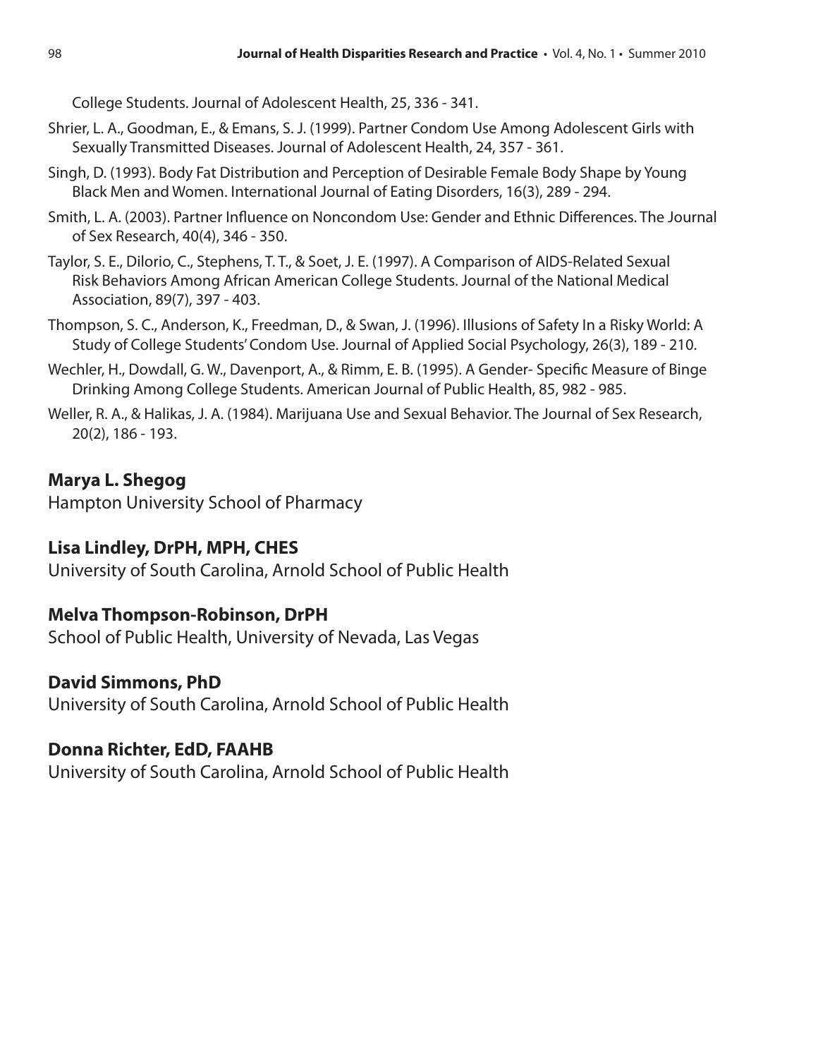College Students. Journal of Adolescent Health, 25, 336 - 341.

Shrier, L. A., Goodman, E., & Emans, S. J. (1999). Partner Condom Use Among Adolescent Girls with Sexually Transmitted Diseases. Journal of Adolescent Health, 24, 357 - 361.

Singh, D. (1993). Body Fat Distribution and Perception of Desirable Female Body Shape by Young Black Men and Women. International Journal of Eating Disorders, 16(3), 289 - 294.

Smith, L. A. (2003). Partner Influence on Noncondom Use: Gender and Ethnic Differences. The Journal of Sex Research, 40(4), 346 - 350.

Taylor, S. E., Dilorio, C., Stephens, T. T., & Soet, J. E. (1997). A Comparison of AIDS-Related Sexual Risk Behaviors Among African American College Students. Journal of the National Medical Association, 89(7), 397 - 403.

Thompson, S. C., Anderson, K., Freedman, D., & Swan, J. (1996). Illusions of Safety In a Risky World: A Study of College Students' Condom Use. Journal of Applied Social Psychology, 26(3), 189 - 210.

Wechler, H., Dowdall, G. W., Davenport, A., & Rimm, E. B. (1995). A Gender- Specific Measure of Binge Drinking Among College Students. American Journal of Public Health, 85, 982 - 985.

Weller, R. A., & Halikas, J. A. (1984). Marijuana Use and Sexual Behavior. The Journal of Sex Research, 20(2), 186 - 193.

**Marya L. Shegog**
Hampton University School of Pharmacy

**Lisa Lindley, DrPH, MPH, CHES**
University of South Carolina, Arnold School of Public Health

**Melva Thompson-Robinson, DrPH**
School of Public Health, University of Nevada, Las Vegas

**David Simmons, PhD**
University of South Carolina, Arnold School of Public Health

**Donna Richter, EdD, FAAHB**
University of South Carolina, Arnold School of Public Health